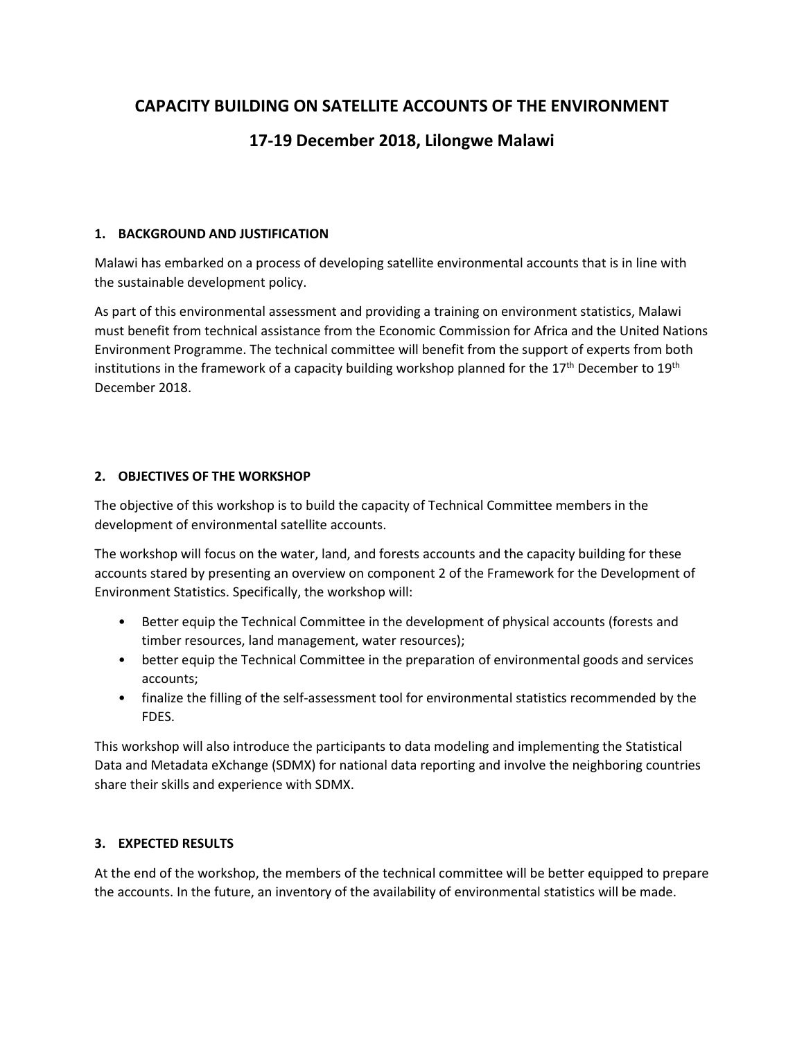# CAPACITY BUILDING ON SATELLITE ACCOUNTS OF THE ENVIRONMENT

## 17-19 December 2018, Lilongwe Malawi

### 1. BACKGROUND AND JUSTIFICATION

Malawi has embarked on a process of developing satellite environmental accounts that is in line with the sustainable development policy.

As part of this environmental assessment and providing a training on environment statistics, Malawi must benefit from technical assistance from the Economic Commission for Africa and the United Nations Environment Programme. The technical committee will benefit from the support of experts from both institutions in the framework of a capacity building workshop planned for the 17th December to 19th December 2018.

### 2. OBJECTIVES OF THE WORKSHOP

The objective of this workshop is to build the capacity of Technical Committee members in the development of environmental satellite accounts.

The workshop will focus on the water, land, and forests accounts and the capacity building for these accounts stared by presenting an overview on component 2 of the Framework for the Development of Environment Statistics. Specifically, the workshop will:

- Better equip the Technical Committee in the development of physical accounts (forests and timber resources, land management, water resources);
- better equip the Technical Committee in the preparation of environmental goods and services accounts;
- finalize the filling of the self-assessment tool for environmental statistics recommended by the FDES.

This workshop will also introduce the participants to data modeling and implementing the Statistical Data and Metadata eXchange (SDMX) for national data reporting and involve the neighboring countries share their skills and experience with SDMX.

### 3. EXPECTED RESULTS

At the end of the workshop, the members of the technical committee will be better equipped to prepare the accounts. In the future, an inventory of the availability of environmental statistics will be made.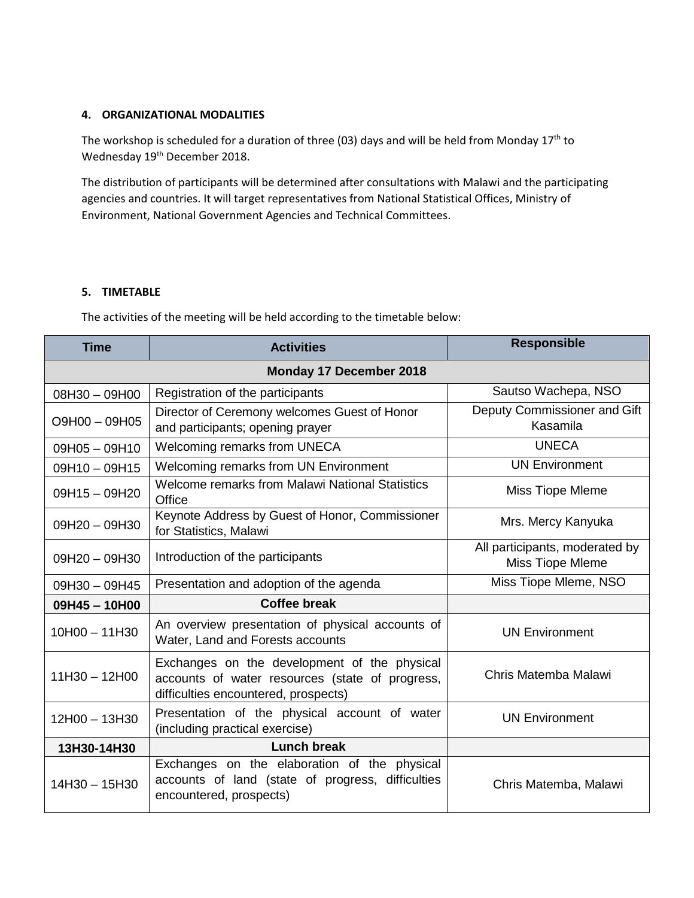#### 4. ORGANIZATIONAL MODALITIES

The workshop is scheduled for a duration of three (03) days and will be held from Monday 17th to Wednesday 19th December 2018.

The distribution of participants will be determined after consultations with Malawi and the participating agencies and countries. It will target representatives from National Statistical Offices, Ministry of Environment, National Government Agencies and Technical Committees.

#### 5. TIMETABLE

The activities of the meeting will be held according to the timetable below:

| Time | Activities | Responsible |
|---|---|---|
| **Monday 17 December 2018** | | |
| 08H30 – 09H00 | Registration of the participants | Sautso Wachepa, NSO |
| O9H00 – 09H05 | Director of Ceremony welcomes Guest of Honor and participants; opening prayer | Deputy Commissioner and Gift Kasamila |
| 09H05 – 09H10 | Welcoming remarks from UNECA | UNECA |
| 09H10 – 09H15 | Welcoming remarks from UN Environment | UN Environment |
| 09H15 – 09H20 | Welcome remarks from Malawi National Statistics Office | Miss Tiope Mleme |
| 09H20 – 09H30 | Keynote Address by Guest of Honor, Commissioner for Statistics, Malawi | Mrs. Mercy Kanyuka |
| 09H20 – 09H30 | Introduction of the participants | All participants, moderated by Miss Tiope Mleme |
| 09H30 – 09H45 | Presentation and adoption of the agenda | Miss Tiope Mleme, NSO |
| **09H45 – 10H00** | **Coffee break** | |
| 10H00 – 11H30 | An overview presentation of physical accounts of Water, Land and Forests accounts | UN Environment |
| 11H30 – 12H00 | Exchanges on the development of the physical accounts of water resources (state of progress, difficulties encountered, prospects) | Chris Matemba Malawi |
| 12H00 – 13H30 | Presentation of the physical account of water (including practical exercise) | UN Environment |
| **13H30-14H30** | **Lunch break** | |
| 14H30 – 15H30 | Exchanges on the elaboration of the physical accounts of land (state of progress, difficulties encountered, prospects) | Chris Matemba, Malawi |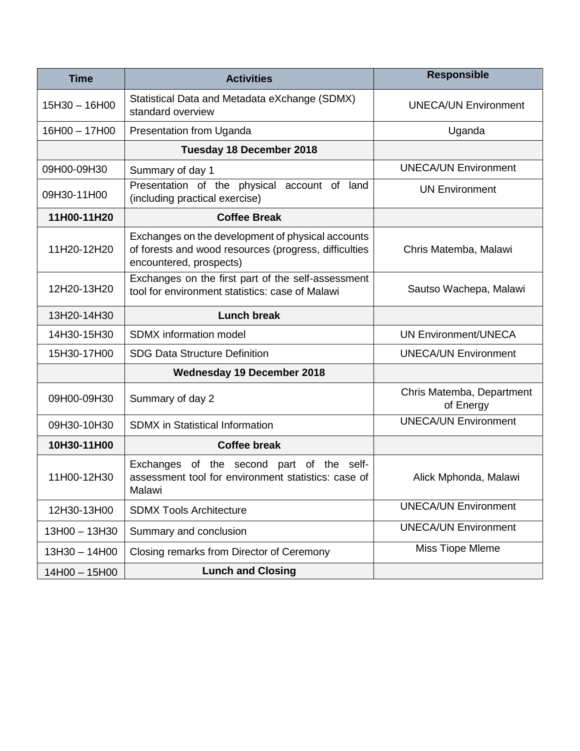| Time | Activities | Responsible |
|---|---|---|
| 15H30 – 16H00 | Statistical Data and Metadata eXchange (SDMX) standard overview | UNECA/UN Environment |
| 16H00 – 17H00 | Presentation from Uganda | Uganda |
| | **Tuesday 18 December 2018** | |
| 09H00-09H30 | Summary of day 1 | UNECA/UN Environment |
| 09H30-11H00 | Presentation of the physical account of land (including practical exercise) | UN Environment |
| **11H00-11H20** | **Coffee Break** | |
| 11H20-12H20 | Exchanges on the development of physical accounts of forests and wood resources (progress, difficulties encountered, prospects) | Chris Matemba, Malawi |
| 12H20-13H20 | Exchanges on the first part of the self-assessment tool for environment statistics: case of Malawi | Sautso Wachepa, Malawi |
| 13H20-14H30 | **Lunch break** | |
| 14H30-15H30 | SDMX information model | UN Environment/UNECA |
| 15H30-17H00 | SDG Data Structure Definition | UNECA/UN Environment |
| | **Wednesday 19 December 2018** | |
| 09H00-09H30 | Summary of day 2 | Chris Matemba, Department of Energy |
| 09H30-10H30 | SDMX in Statistical Information | UNECA/UN Environment |
| **10H30-11H00** | **Coffee break** | |
| 11H00-12H30 | Exchanges of the second part of the self-assessment tool for environment statistics: case of Malawi | Alick Mphonda, Malawi |
| 12H30-13H00 | SDMX Tools Architecture | UNECA/UN Environment |
| 13H00 – 13H30 | Summary and conclusion | UNECA/UN Environment |
| 13H30 – 14H00 | Closing remarks from Director of Ceremony | Miss Tiope Mleme |
| 14H00 – 15H00 | **Lunch and Closing** | |